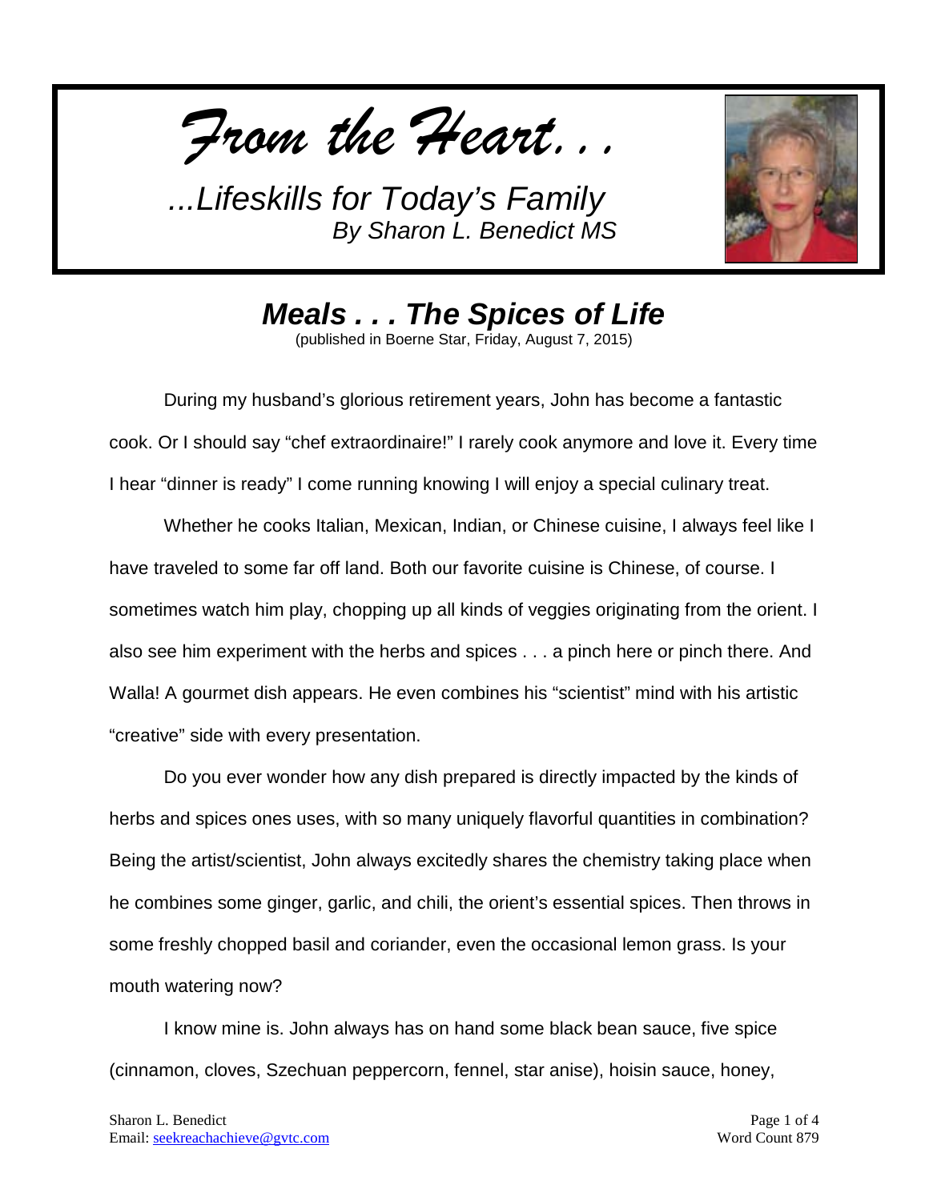*From the Heart. . .*

*...Lifeskills for Today's Family*
*By Sharon L. Benedict MS*

# *Meals . . . The Spices of Life*

(published in Boerne Star, Friday, August 7, 2015)

During my husband's glorious retirement years, John has become a fantastic cook. Or I should say "chef extraordinaire!" I rarely cook anymore and love it. Every time I hear "dinner is ready" I come running knowing I will enjoy a special culinary treat.

Whether he cooks Italian, Mexican, Indian, or Chinese cuisine, I always feel like I have traveled to some far off land. Both our favorite cuisine is Chinese, of course. I sometimes watch him play, chopping up all kinds of veggies originating from the orient. I also see him experiment with the herbs and spices . . . a pinch here or pinch there. And Walla! A gourmet dish appears. He even combines his "scientist" mind with his artistic "creative" side with every presentation.

Do you ever wonder how any dish prepared is directly impacted by the kinds of herbs and spices ones uses, with so many uniquely flavorful quantities in combination? Being the artist/scientist, John always excitedly shares the chemistry taking place when he combines some ginger, garlic, and chili, the orient's essential spices. Then throws in some freshly chopped basil and coriander, even the occasional lemon grass. Is your mouth watering now?

I know mine is. John always has on hand some black bean sauce, five spice (cinnamon, cloves, Szechuan peppercorn, fennel, star anise), hoisin sauce, honey,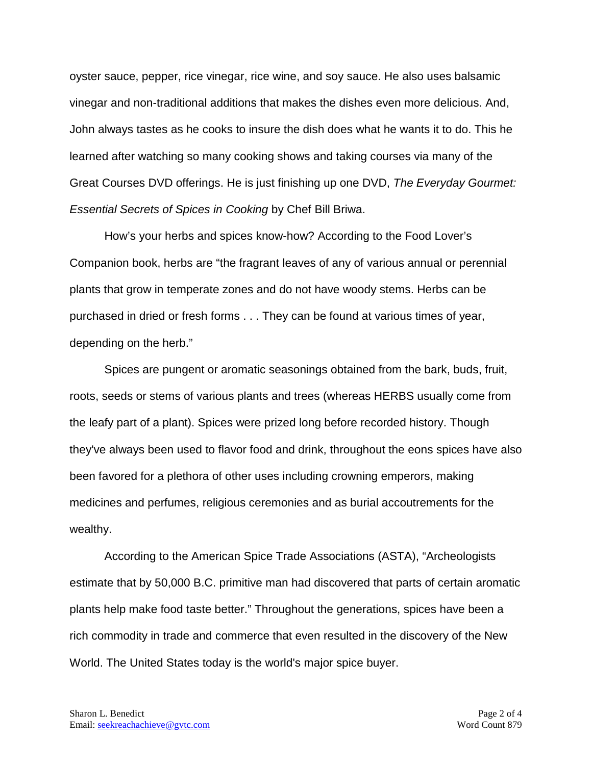oyster sauce, pepper, rice vinegar, rice wine, and soy sauce. He also uses balsamic vinegar and non-traditional additions that makes the dishes even more delicious. And, John always tastes as he cooks to insure the dish does what he wants it to do. This he learned after watching so many cooking shows and taking courses via many of the Great Courses DVD offerings. He is just finishing up one DVD, *The Everyday Gourmet: Essential Secrets of Spices in Cooking* by Chef Bill Briwa.

How's your herbs and spices know-how? According to the Food Lover's Companion book, herbs are "the fragrant leaves of any of various annual or perennial plants that grow in temperate zones and do not have woody stems. Herbs can be purchased in dried or fresh forms . . . They can be found at various times of year, depending on the herb."

Spices are pungent or aromatic seasonings obtained from the bark, buds, fruit, roots, seeds or stems of various plants and trees (whereas HERBS usually come from the leafy part of a plant). Spices were prized long before recorded history. Though they've always been used to flavor food and drink, throughout the eons spices have also been favored for a plethora of other uses including crowning emperors, making medicines and perfumes, religious ceremonies and as burial accoutrements for the wealthy.

According to the American Spice Trade Associations (ASTA), "Archeologists estimate that by 50,000 B.C. primitive man had discovered that parts of certain aromatic plants help make food taste better." Throughout the generations, spices have been a rich commodity in trade and commerce that even resulted in the discovery of the New World. The United States today is the world's major spice buyer.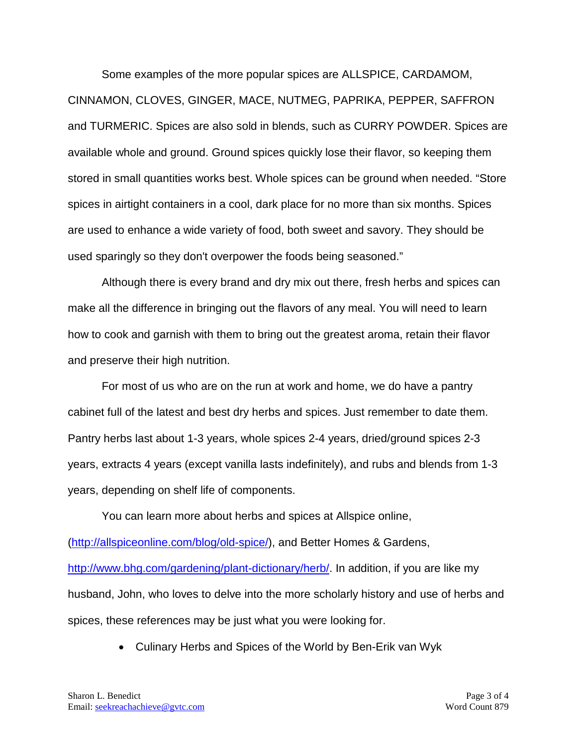Some examples of the more popular spices are ALLSPICE, CARDAMOM, CINNAMON, CLOVES, GINGER, MACE, NUTMEG, PAPRIKA, PEPPER, SAFFRON and TURMERIC. Spices are also sold in blends, such as CURRY POWDER. Spices are available whole and ground. Ground spices quickly lose their flavor, so keeping them stored in small quantities works best. Whole spices can be ground when needed. "Store spices in airtight containers in a cool, dark place for no more than six months. Spices are used to enhance a wide variety of food, both sweet and savory. They should be used sparingly so they don't overpower the foods being seasoned."

Although there is every brand and dry mix out there, fresh herbs and spices can make all the difference in bringing out the flavors of any meal. You will need to learn how to cook and garnish with them to bring out the greatest aroma, retain their flavor and preserve their high nutrition.

For most of us who are on the run at work and home, we do have a pantry cabinet full of the latest and best dry herbs and spices. Just remember to date them. Pantry herbs last about 1-3 years, whole spices 2-4 years, dried/ground spices 2-3 years, extracts 4 years (except vanilla lasts indefinitely), and rubs and blends from 1-3 years, depending on shelf life of components.

You can learn more about herbs and spices at Allspice online, (http://allspiceonline.com/blog/old-spice/), and Better Homes & Gardens, http://www.bhg.com/gardening/plant-dictionary/herb/. In addition, if you are like my husband, John, who loves to delve into the more scholarly history and use of herbs and spices, these references may be just what you were looking for.

- Culinary Herbs and Spices of the World by Ben-Erik van Wyk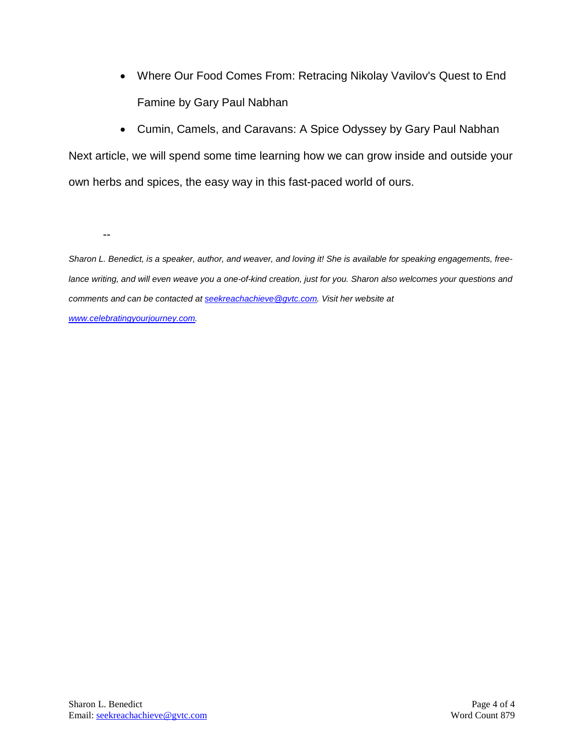- Where Our Food Comes From: Retracing Nikolay Vavilov's Quest to End Famine by Gary Paul Nabhan
- Cumin, Camels, and Caravans: A Spice Odyssey by Gary Paul Nabhan

Next article, we will spend some time learning how we can grow inside and outside your own herbs and spices, the easy way in this fast-paced world of ours.

--

*Sharon L. Benedict, is a speaker, author, and weaver, and loving it! She is available for speaking engagements, free-lance writing, and will even weave you a one-of-kind creation, just for you. Sharon also welcomes your questions and comments and can be contacted at [seekreachachieve@gvtc.com](mailto:seekreachachieve@gvtc.com). Visit her website at [www.celebratingyourjourney.com](http://www.celebratingyourjourney.com).*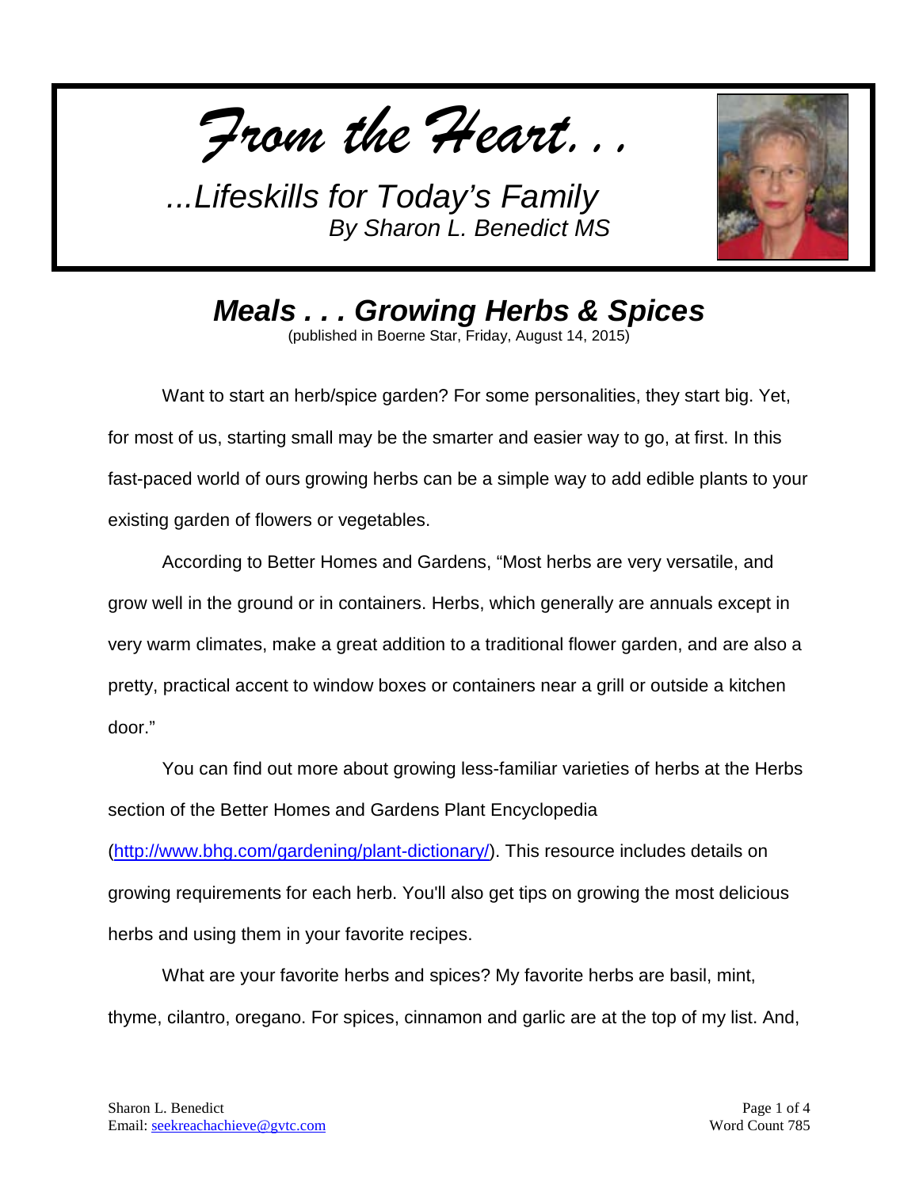*From the Heart. . .*

*...Lifeskills for Today's Family*
*By Sharon L. Benedict MS*

## *Meals . . . Growing Herbs & Spices*

(published in Boerne Star, Friday, August 14, 2015)

Want to start an herb/spice garden? For some personalities, they start big. Yet, for most of us, starting small may be the smarter and easier way to go, at first. In this fast-paced world of ours growing herbs can be a simple way to add edible plants to your existing garden of flowers or vegetables.

According to Better Homes and Gardens, "Most herbs are very versatile, and grow well in the ground or in containers. Herbs, which generally are annuals except in very warm climates, make a great addition to a traditional flower garden, and are also a pretty, practical accent to window boxes or containers near a grill or outside a kitchen door."

You can find out more about growing less-familiar varieties of herbs at the Herbs section of the Better Homes and Gardens Plant Encyclopedia (http://www.bhg.com/gardening/plant-dictionary/). This resource includes details on growing requirements for each herb. You'll also get tips on growing the most delicious herbs and using them in your favorite recipes.

What are your favorite herbs and spices? My favorite herbs are basil, mint, thyme, cilantro, oregano. For spices, cinnamon and garlic are at the top of my list. And,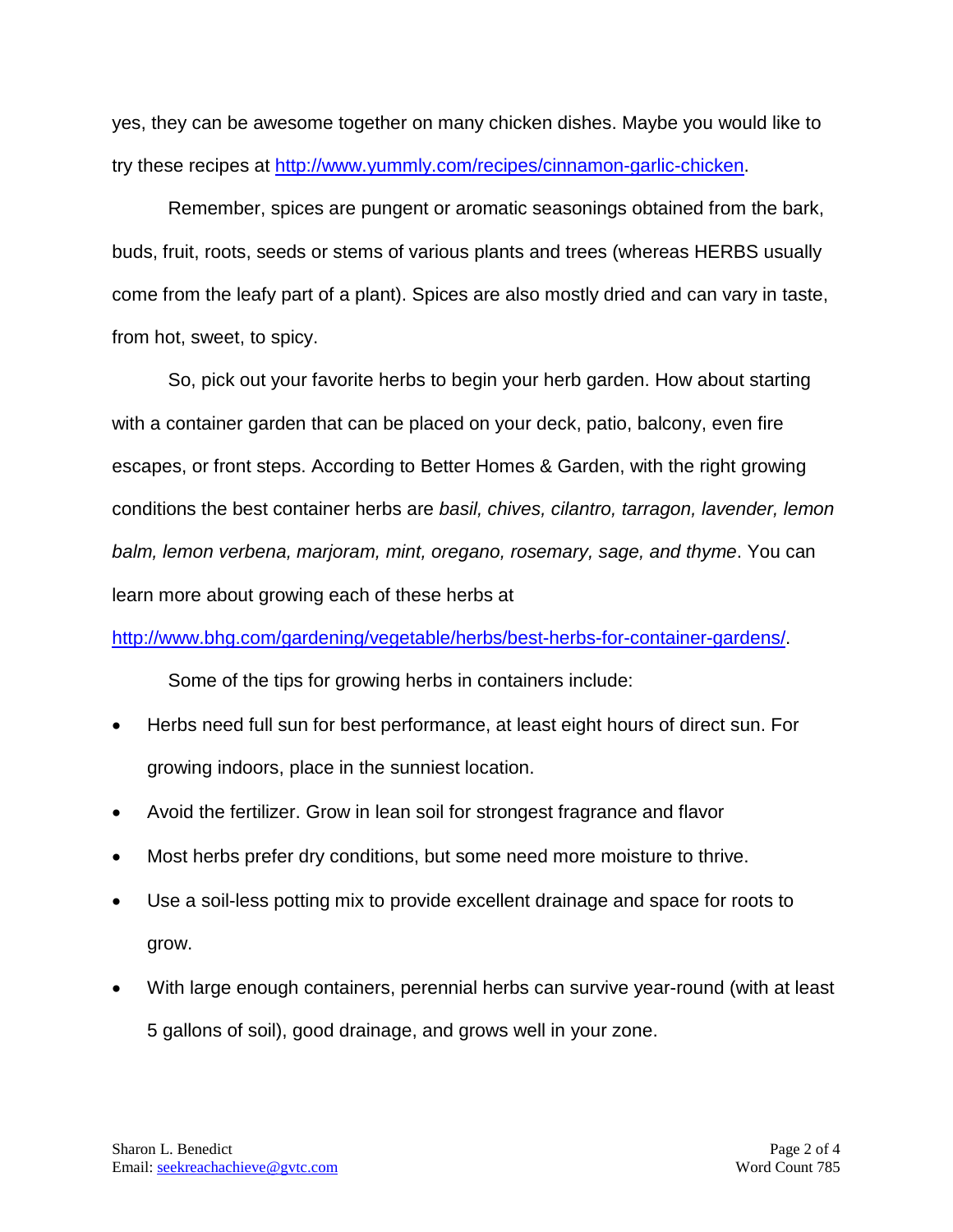yes, they can be awesome together on many chicken dishes. Maybe you would like to try these recipes at [http://www.yummly.com/recipes/cinnamon-garlic-chicken](http://www.yummly.com/recipes/cinnamon-garlic-chicken).

Remember, spices are pungent or aromatic seasonings obtained from the bark, buds, fruit, roots, seeds or stems of various plants and trees (whereas HERBS usually come from the leafy part of a plant). Spices are also mostly dried and can vary in taste, from hot, sweet, to spicy.

So, pick out your favorite herbs to begin your herb garden. How about starting with a container garden that can be placed on your deck, patio, balcony, even fire escapes, or front steps. According to Better Homes & Garden, with the right growing conditions the best container herbs are *basil, chives, cilantro, tarragon, lavender, lemon balm, lemon verbena, marjoram, mint, oregano, rosemary, sage, and thyme*. You can learn more about growing each of these herbs at [http://www.bhg.com/gardening/vegetable/herbs/best-herbs-for-container-gardens/](http://www.bhg.com/gardening/vegetable/herbs/best-herbs-for-container-gardens/).

Some of the tips for growing herbs in containers include:

- Herbs need full sun for best performance, at least eight hours of direct sun. For growing indoors, place in the sunniest location.
- Avoid the fertilizer. Grow in lean soil for strongest fragrance and flavor
- Most herbs prefer dry conditions, but some need more moisture to thrive.
- Use a soil-less potting mix to provide excellent drainage and space for roots to grow.
- With large enough containers, perennial herbs can survive year-round (with at least 5 gallons of soil), good drainage, and grows well in your zone.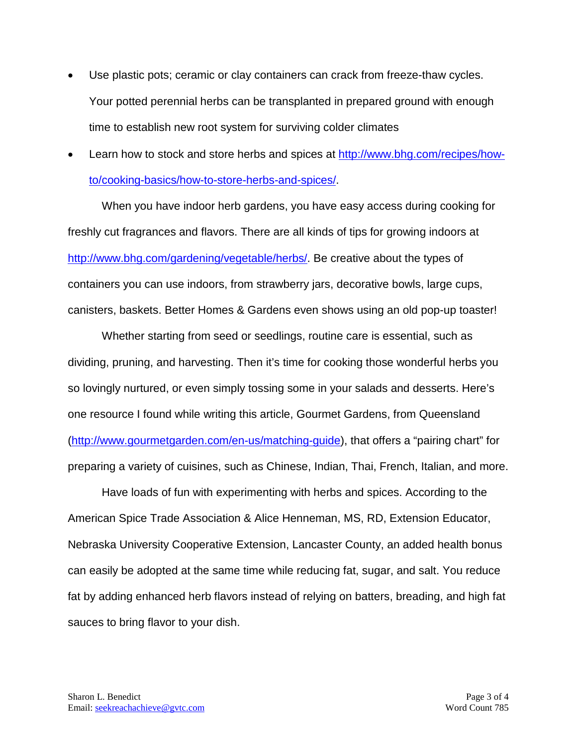- Use plastic pots; ceramic or clay containers can crack from freeze-thaw cycles. Your potted perennial herbs can be transplanted in prepared ground with enough time to establish new root system for surviving colder climates
- Learn how to stock and store herbs and spices at [http://www.bhg.com/recipes/how-to/cooking-basics/how-to-store-herbs-and-spices/](http://www.bhg.com/recipes/how-to/cooking-basics/how-to-store-herbs-and-spices/).

When you have indoor herb gardens, you have easy access during cooking for freshly cut fragrances and flavors. There are all kinds of tips for growing indoors at [http://www.bhg.com/gardening/vegetable/herbs/](http://www.bhg.com/gardening/vegetable/herbs/). Be creative about the types of containers you can use indoors, from strawberry jars, decorative bowls, large cups, canisters, baskets. Better Homes & Gardens even shows using an old pop-up toaster!

Whether starting from seed or seedlings, routine care is essential, such as dividing, pruning, and harvesting. Then it's time for cooking those wonderful herbs you so lovingly nurtured, or even simply tossing some in your salads and desserts. Here's one resource I found while writing this article, Gourmet Gardens, from Queensland ([http://www.gourmetgarden.com/en-us/matching-guide](http://www.gourmetgarden.com/en-us/matching-guide)), that offers a "pairing chart" for preparing a variety of cuisines, such as Chinese, Indian, Thai, French, Italian, and more.

Have loads of fun with experimenting with herbs and spices. According to the American Spice Trade Association & Alice Henneman, MS, RD, Extension Educator, Nebraska University Cooperative Extension, Lancaster County, an added health bonus can easily be adopted at the same time while reducing fat, sugar, and salt. You reduce fat by adding enhanced herb flavors instead of relying on batters, breading, and high fat sauces to bring flavor to your dish.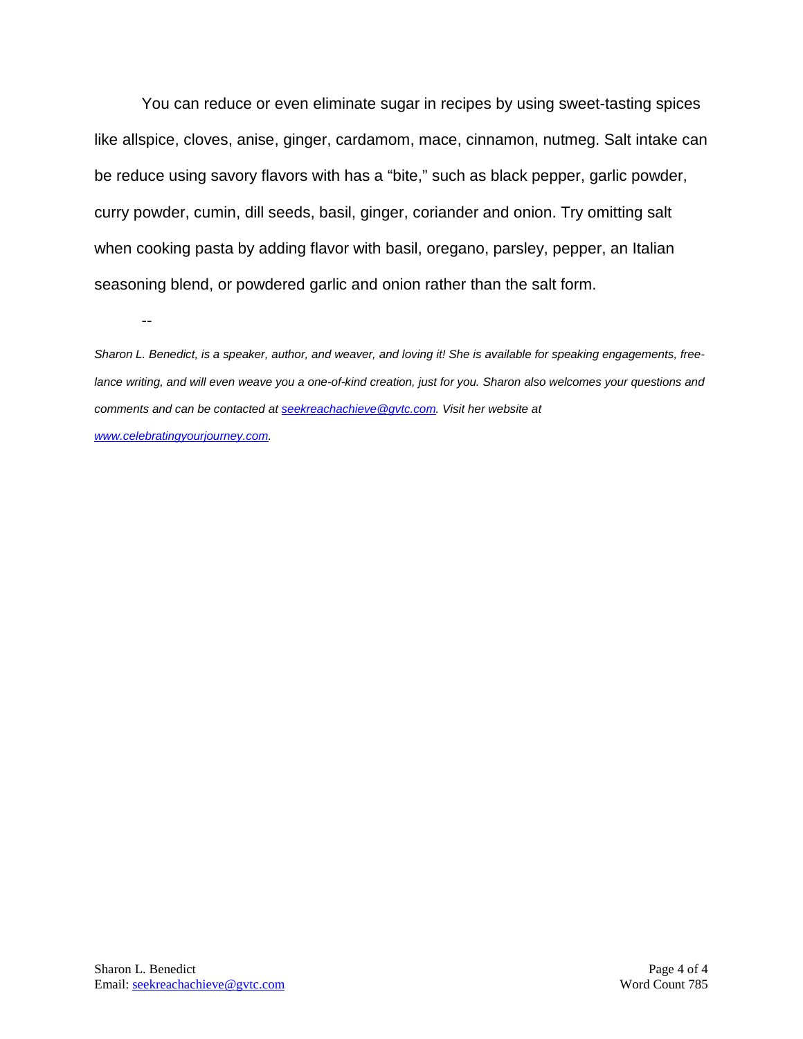You can reduce or even eliminate sugar in recipes by using sweet-tasting spices like allspice, cloves, anise, ginger, cardamom, mace, cinnamon, nutmeg. Salt intake can be reduce using savory flavors with has a "bite," such as black pepper, garlic powder, curry powder, cumin, dill seeds, basil, ginger, coriander and onion. Try omitting salt when cooking pasta by adding flavor with basil, oregano, parsley, pepper, an Italian seasoning blend, or powdered garlic and onion rather than the salt form.

--

*Sharon L. Benedict, is a speaker, author, and weaver, and loving it! She is available for speaking engagements, free-lance writing, and will even weave you a one-of-kind creation, just for you. Sharon also welcomes your questions and comments and can be contacted at [seekreachachieve@gvtc.com](mailto:seekreachachieve@gvtc.com). Visit her website at [www.celebratingyourjourney.com](http://www.celebratingyourjourney.com).*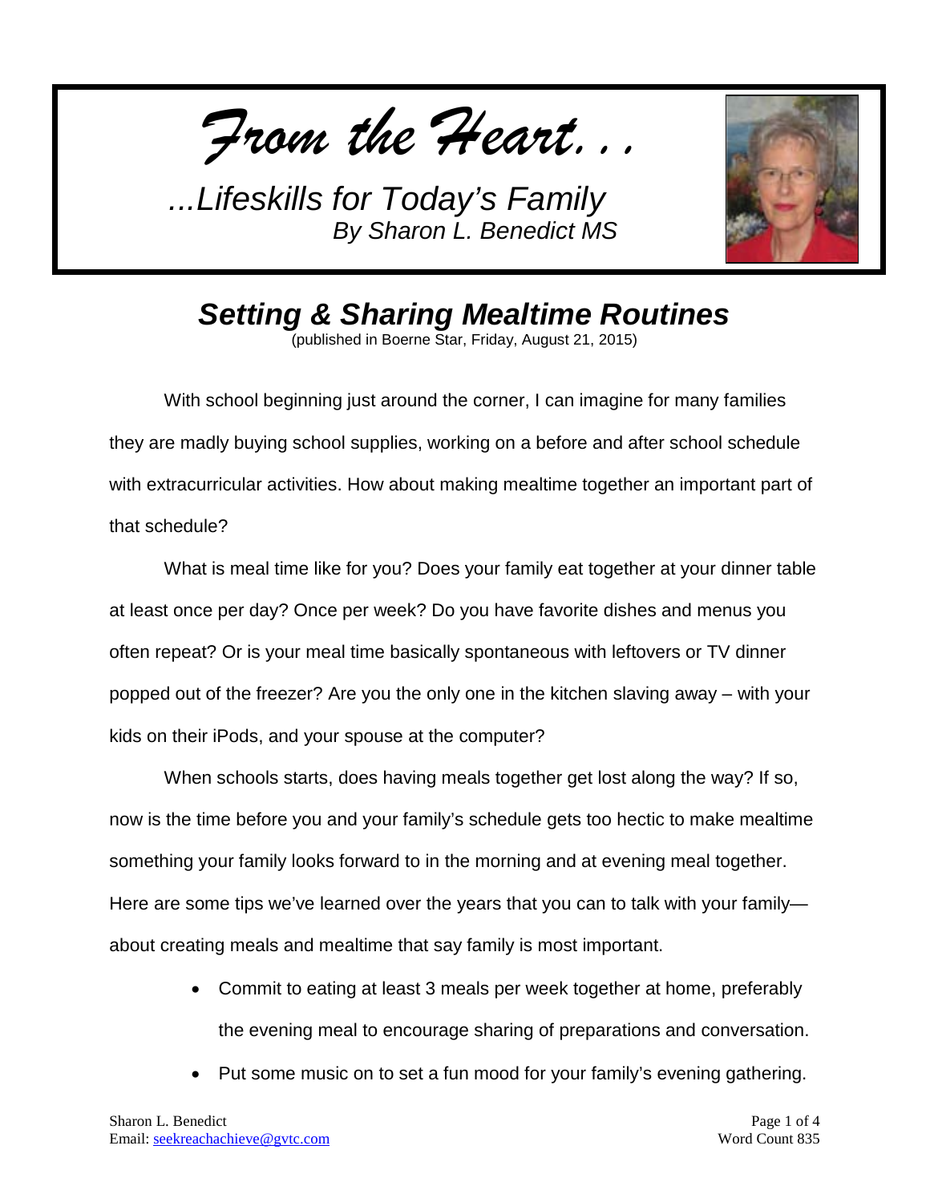*From the Heart…*

*…Lifeskills for Today's Family*
*By Sharon L. Benedict MS*

# *Setting & Sharing Mealtime Routines*

(published in Boerne Star, Friday, August 21, 2015)

With school beginning just around the corner, I can imagine for many families they are madly buying school supplies, working on a before and after school schedule with extracurricular activities. How about making mealtime together an important part of that schedule?

What is meal time like for you? Does your family eat together at your dinner table at least once per day? Once per week? Do you have favorite dishes and menus you often repeat? Or is your meal time basically spontaneous with leftovers or TV dinner popped out of the freezer? Are you the only one in the kitchen slaving away – with your kids on their iPods, and your spouse at the computer?

When schools starts, does having meals together get lost along the way? If so, now is the time before you and your family's schedule gets too hectic to make mealtime something your family looks forward to in the morning and at evening meal together. Here are some tips we've learned over the years that you can to talk with your family—about creating meals and mealtime that say family is most important.

- Commit to eating at least 3 meals per week together at home, preferably the evening meal to encourage sharing of preparations and conversation.
- Put some music on to set a fun mood for your family's evening gathering.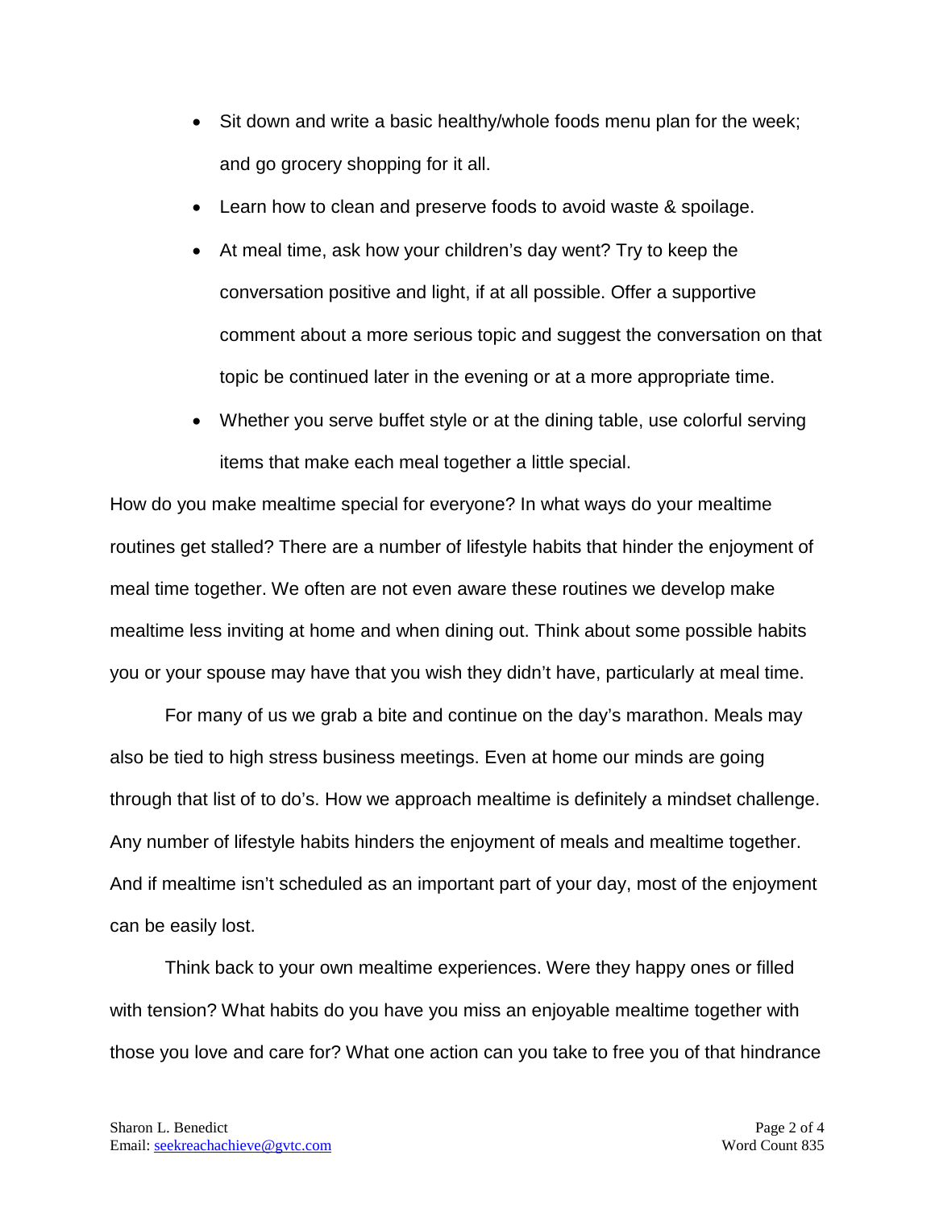- Sit down and write a basic healthy/whole foods menu plan for the week; and go grocery shopping for it all.
- Learn how to clean and preserve foods to avoid waste & spoilage.
- At meal time, ask how your children's day went? Try to keep the conversation positive and light, if at all possible. Offer a supportive comment about a more serious topic and suggest the conversation on that topic be continued later in the evening or at a more appropriate time.
- Whether you serve buffet style or at the dining table, use colorful serving items that make each meal together a little special.

How do you make mealtime special for everyone? In what ways do your mealtime routines get stalled? There are a number of lifestyle habits that hinder the enjoyment of meal time together. We often are not even aware these routines we develop make mealtime less inviting at home and when dining out. Think about some possible habits you or your spouse may have that you wish they didn't have, particularly at meal time.

For many of us we grab a bite and continue on the day's marathon. Meals may also be tied to high stress business meetings. Even at home our minds are going through that list of to do's. How we approach mealtime is definitely a mindset challenge. Any number of lifestyle habits hinders the enjoyment of meals and mealtime together. And if mealtime isn't scheduled as an important part of your day, most of the enjoyment can be easily lost.

Think back to your own mealtime experiences. Were they happy ones or filled with tension? What habits do you have you miss an enjoyable mealtime together with those you love and care for? What one action can you take to free you of that hindrance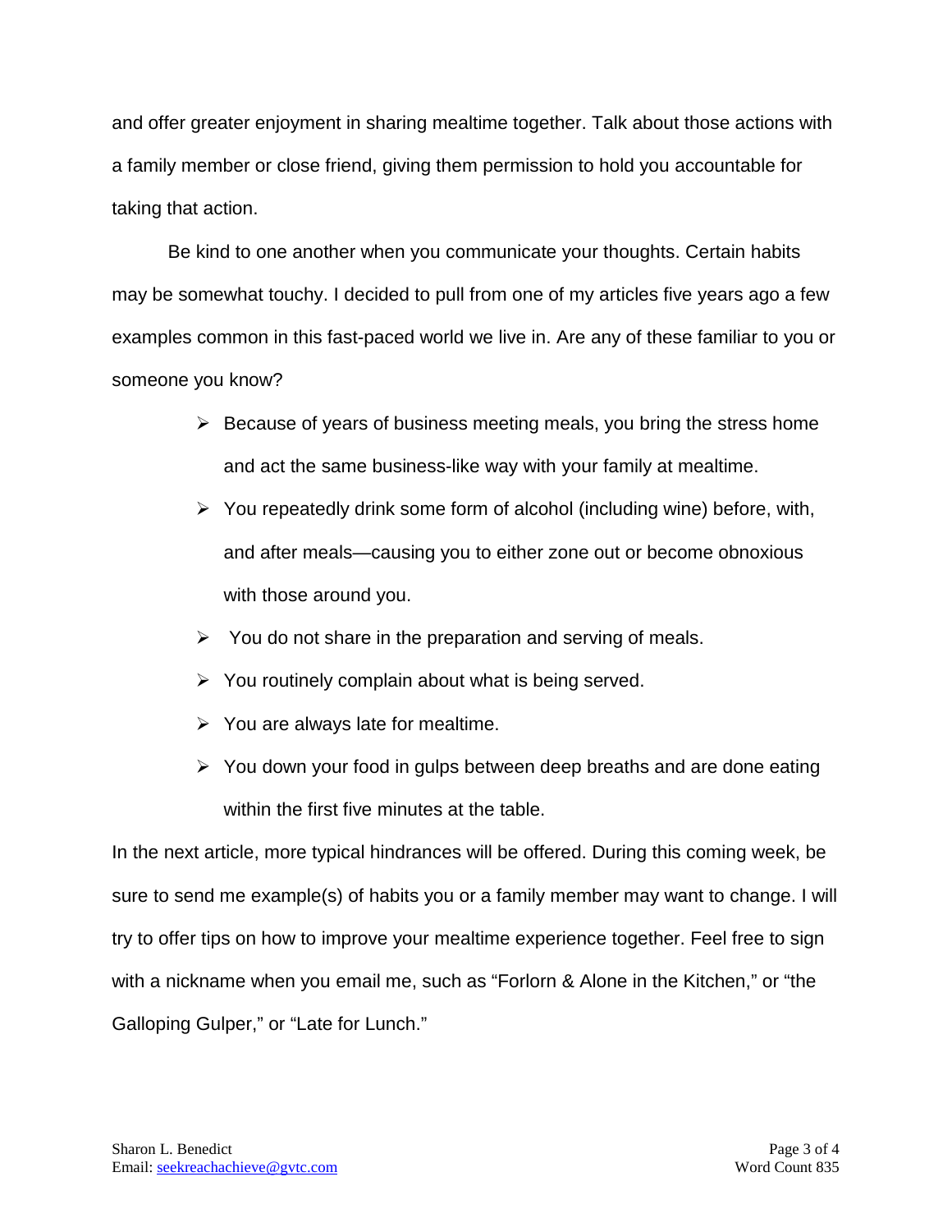and offer greater enjoyment in sharing mealtime together. Talk about those actions with a family member or close friend, giving them permission to hold you accountable for taking that action.

Be kind to one another when you communicate your thoughts. Certain habits may be somewhat touchy. I decided to pull from one of my articles five years ago a few examples common in this fast-paced world we live in. Are any of these familiar to you or someone you know?

- Because of years of business meeting meals, you bring the stress home and act the same business-like way with your family at mealtime.
- You repeatedly drink some form of alcohol (including wine) before, with, and after meals—causing you to either zone out or become obnoxious with those around you.
- You do not share in the preparation and serving of meals.
- You routinely complain about what is being served.
- You are always late for mealtime.
- You down your food in gulps between deep breaths and are done eating within the first five minutes at the table.

In the next article, more typical hindrances will be offered. During this coming week, be sure to send me example(s) of habits you or a family member may want to change. I will try to offer tips on how to improve your mealtime experience together. Feel free to sign with a nickname when you email me, such as "Forlorn & Alone in the Kitchen," or "the Galloping Gulper," or "Late for Lunch."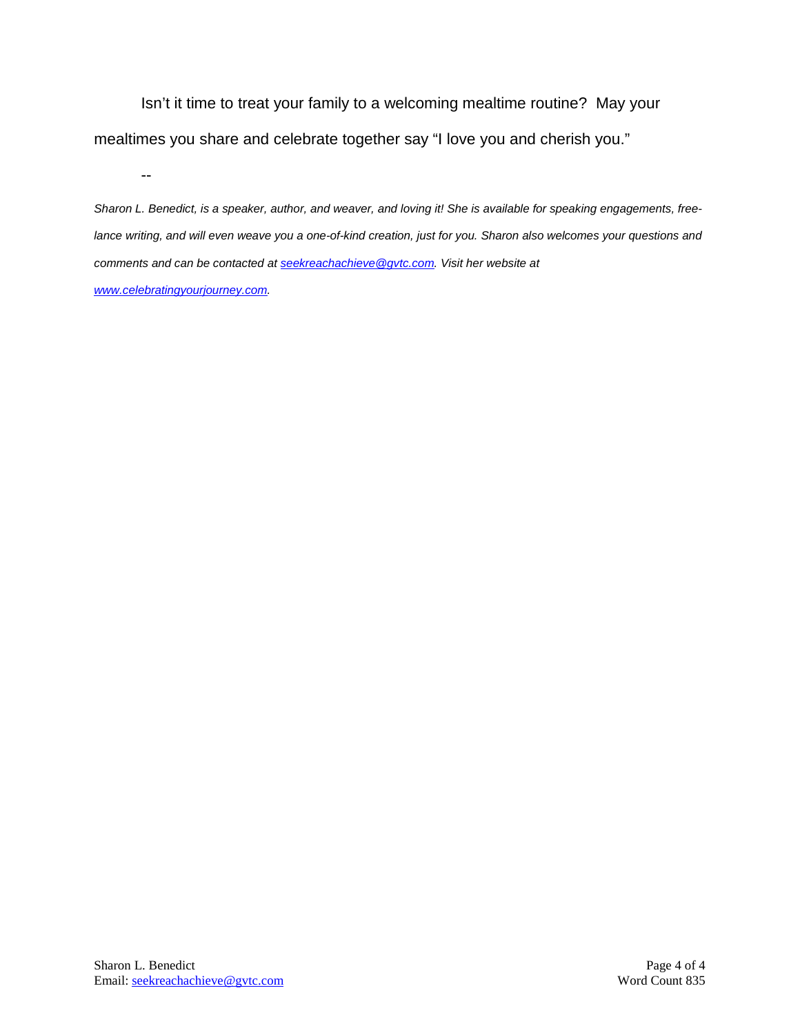Isn't it time to treat your family to a welcoming mealtime routine? May your mealtimes you share and celebrate together say "I love you and cherish you."

--

*Sharon L. Benedict, is a speaker, author, and weaver, and loving it! She is available for speaking engagements, free-lance writing, and will even weave you a one-of-kind creation, just for you. Sharon also welcomes your questions and comments and can be contacted at [seekreachachieve@gvtc.com](mailto:seekreachachieve@gvtc.com). Visit her website at [www.celebratingyourjourney.com](http://www.celebratingyourjourney.com).*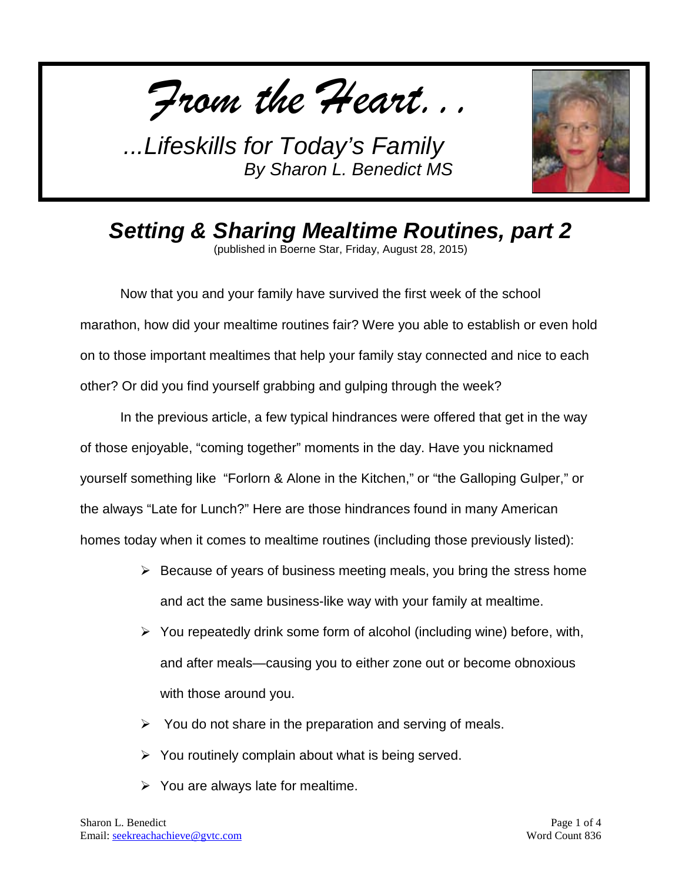*From the Heart…*

*...Lifeskills for Today's Family*
*By Sharon L. Benedict MS*

## *Setting & Sharing Mealtime Routines, part 2*

(published in Boerne Star, Friday, August 28, 2015)

Now that you and your family have survived the first week of the school marathon, how did your mealtime routines fair? Were you able to establish or even hold on to those important mealtimes that help your family stay connected and nice to each other? Or did you find yourself grabbing and gulping through the week?

In the previous article, a few typical hindrances were offered that get in the way of those enjoyable, "coming together" moments in the day. Have you nicknamed yourself something like "Forlorn & Alone in the Kitchen," or "the Galloping Gulper," or the always "Late for Lunch?" Here are those hindrances found in many American homes today when it comes to mealtime routines (including those previously listed):

- Because of years of business meeting meals, you bring the stress home and act the same business-like way with your family at mealtime.
- You repeatedly drink some form of alcohol (including wine) before, with, and after meals—causing you to either zone out or become obnoxious with those around you.
- You do not share in the preparation and serving of meals.
- You routinely complain about what is being served.
- You are always late for mealtime.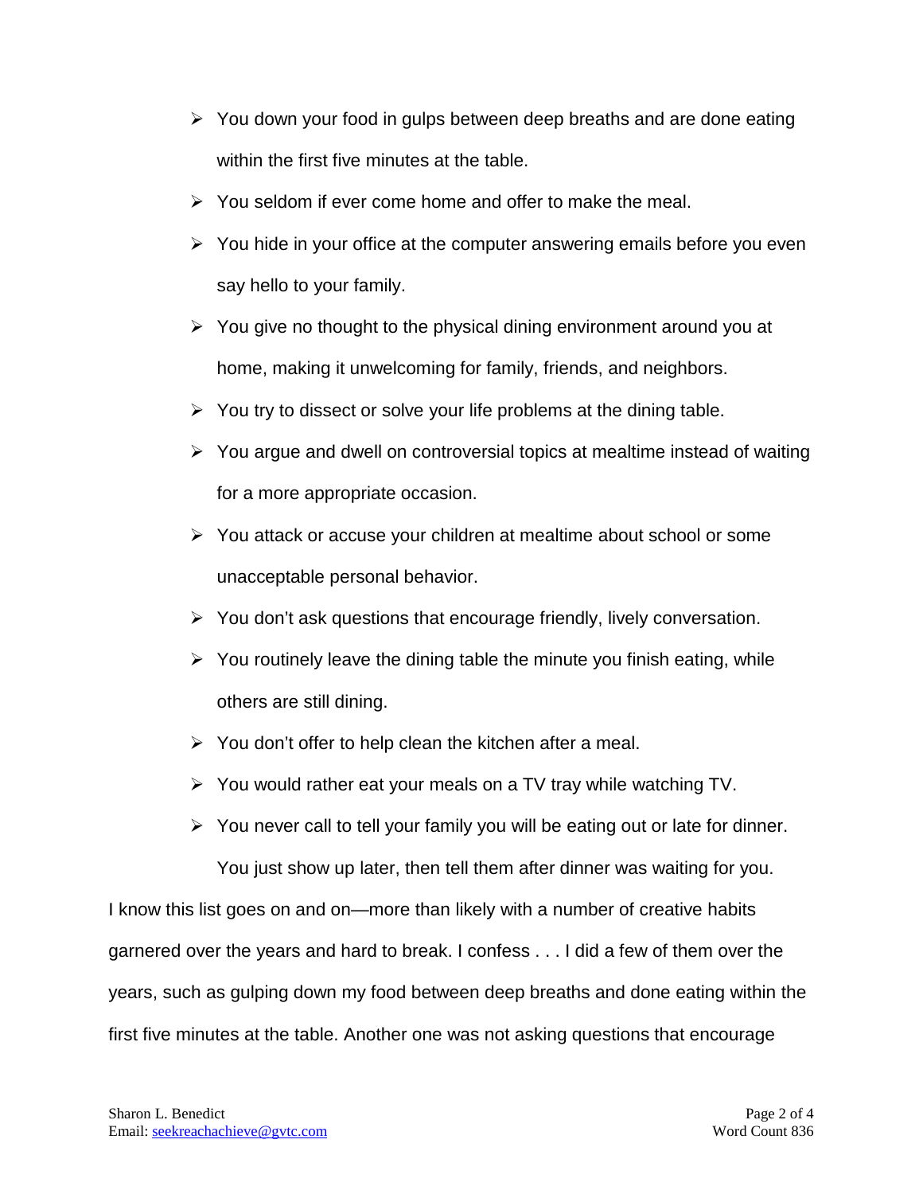- You down your food in gulps between deep breaths and are done eating within the first five minutes at the table.
- You seldom if ever come home and offer to make the meal.
- You hide in your office at the computer answering emails before you even say hello to your family.
- You give no thought to the physical dining environment around you at home, making it unwelcoming for family, friends, and neighbors.
- You try to dissect or solve your life problems at the dining table.
- You argue and dwell on controversial topics at mealtime instead of waiting for a more appropriate occasion.
- You attack or accuse your children at mealtime about school or some unacceptable personal behavior.
- You don't ask questions that encourage friendly, lively conversation.
- You routinely leave the dining table the minute you finish eating, while others are still dining.
- You don't offer to help clean the kitchen after a meal.
- You would rather eat your meals on a TV tray while watching TV.
- You never call to tell your family you will be eating out or late for dinner. You just show up later, then tell them after dinner was waiting for you.

I know this list goes on and on—more than likely with a number of creative habits garnered over the years and hard to break. I confess . . . I did a few of them over the years, such as gulping down my food between deep breaths and done eating within the first five minutes at the table. Another one was not asking questions that encourage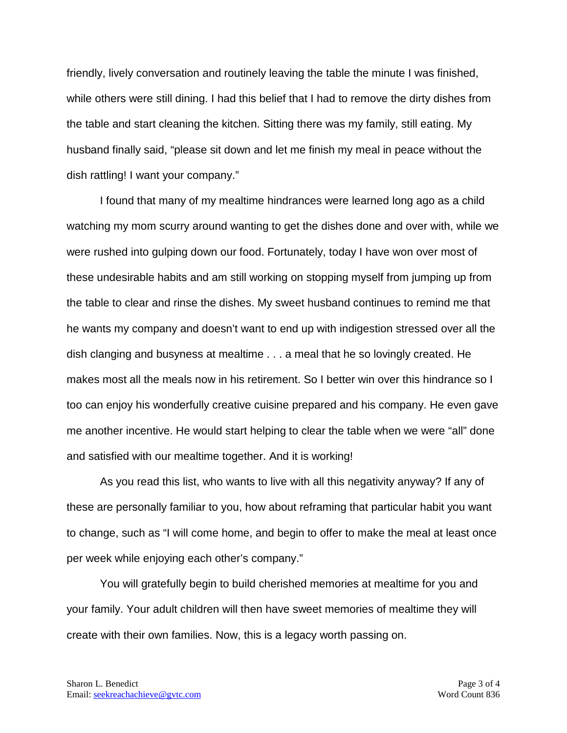friendly, lively conversation and routinely leaving the table the minute I was finished, while others were still dining. I had this belief that I had to remove the dirty dishes from the table and start cleaning the kitchen. Sitting there was my family, still eating. My husband finally said, "please sit down and let me finish my meal in peace without the dish rattling! I want your company."

I found that many of my mealtime hindrances were learned long ago as a child watching my mom scurry around wanting to get the dishes done and over with, while we were rushed into gulping down our food. Fortunately, today I have won over most of these undesirable habits and am still working on stopping myself from jumping up from the table to clear and rinse the dishes. My sweet husband continues to remind me that he wants my company and doesn't want to end up with indigestion stressed over all the dish clanging and busyness at mealtime . . . a meal that he so lovingly created. He makes most all the meals now in his retirement. So I better win over this hindrance so I too can enjoy his wonderfully creative cuisine prepared and his company. He even gave me another incentive. He would start helping to clear the table when we were "all" done and satisfied with our mealtime together. And it is working!

As you read this list, who wants to live with all this negativity anyway? If any of these are personally familiar to you, how about reframing that particular habit you want to change, such as "I will come home, and begin to offer to make the meal at least once per week while enjoying each other's company."

You will gratefully begin to build cherished memories at mealtime for you and your family. Your adult children will then have sweet memories of mealtime they will create with their own families. Now, this is a legacy worth passing on.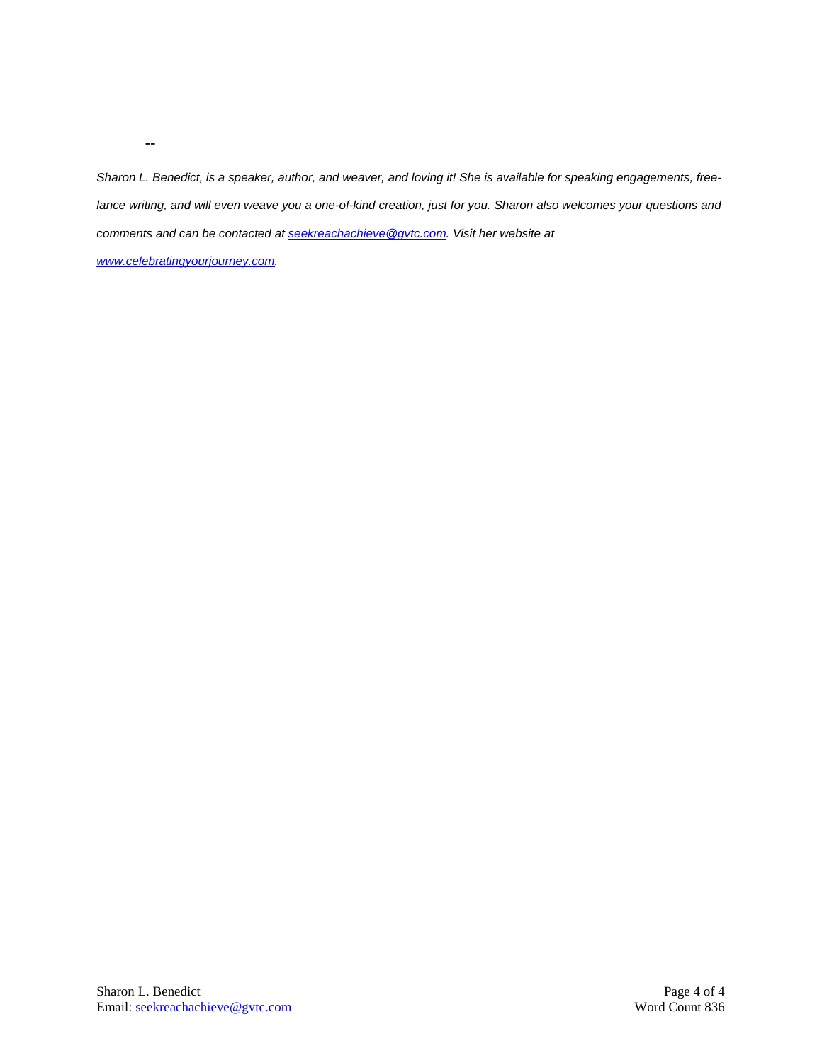--

*Sharon L. Benedict, is a speaker, author, and weaver, and loving it! She is available for speaking engagements, free-lance writing, and will even weave you a one-of-kind creation, just for you. Sharon also welcomes your questions and comments and can be contacted at seekreachachieve@gvtc.com. Visit her website at www.celebratingyourjourney.com.*